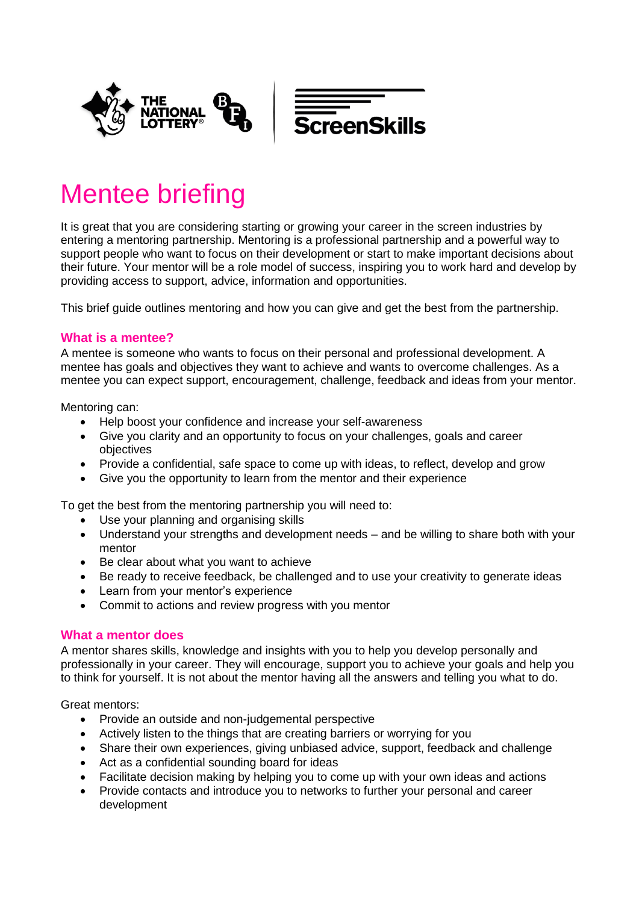# Mentee briefing

It is great that you are considering starting or growing your career in the screen industries by entering a mentoring partnership. Mentoring is a professional partnership and a powerful way to support people who want to focus on their development or start to make important decisions about their future. Your mentor will be a role model of success, inspiring you to work hard and develop by providing access to support, advice, information and opportunities.

This brief guide outlines mentoring and how you can give and get the best from the partnership.

### What is a mentee?

A mentee is someone who wants to focus on their personal and professional development. A mentee has goals and objectives they want to achieve and wants to overcome challenges. As a mentee you can expect support, encouragement, challenge, feedback and ideas from your mentor.

Mentoring can:

- Help boost your confidence and increase your self-awareness
- Give you clarity and an opportunity to focus on your challenges, goals and career objectives
- Provide a confidential, safe space to come up with ideas, to reflect, develop and grow
- Give you the opportunity to learn from the mentor and their experience

To get the best from the mentoring partnership you will need to:

- Use your planning and organising skills
- Understand your strengths and development needs – and be willing to share both with your mentor
- Be clear about what you want to achieve
- Be ready to receive feedback, be challenged and to use your creativity to generate ideas
- Learn from your mentor's experience
- Commit to actions and review progress with you mentor

### What a mentor does

A mentor shares skills, knowledge and insights with you to help you develop personally and professionally in your career. They will encourage, support you to achieve your goals and help you to think for yourself. It is not about the mentor having all the answers and telling you what to do.

Great mentors:

- Provide an outside and non-judgemental perspective
- Actively listen to the things that are creating barriers or worrying for you
- Share their own experiences, giving unbiased advice, support, feedback and challenge
- Act as a confidential sounding board for ideas
- Facilitate decision making by helping you to come up with your own ideas and actions
- Provide contacts and introduce you to networks to further your personal and career development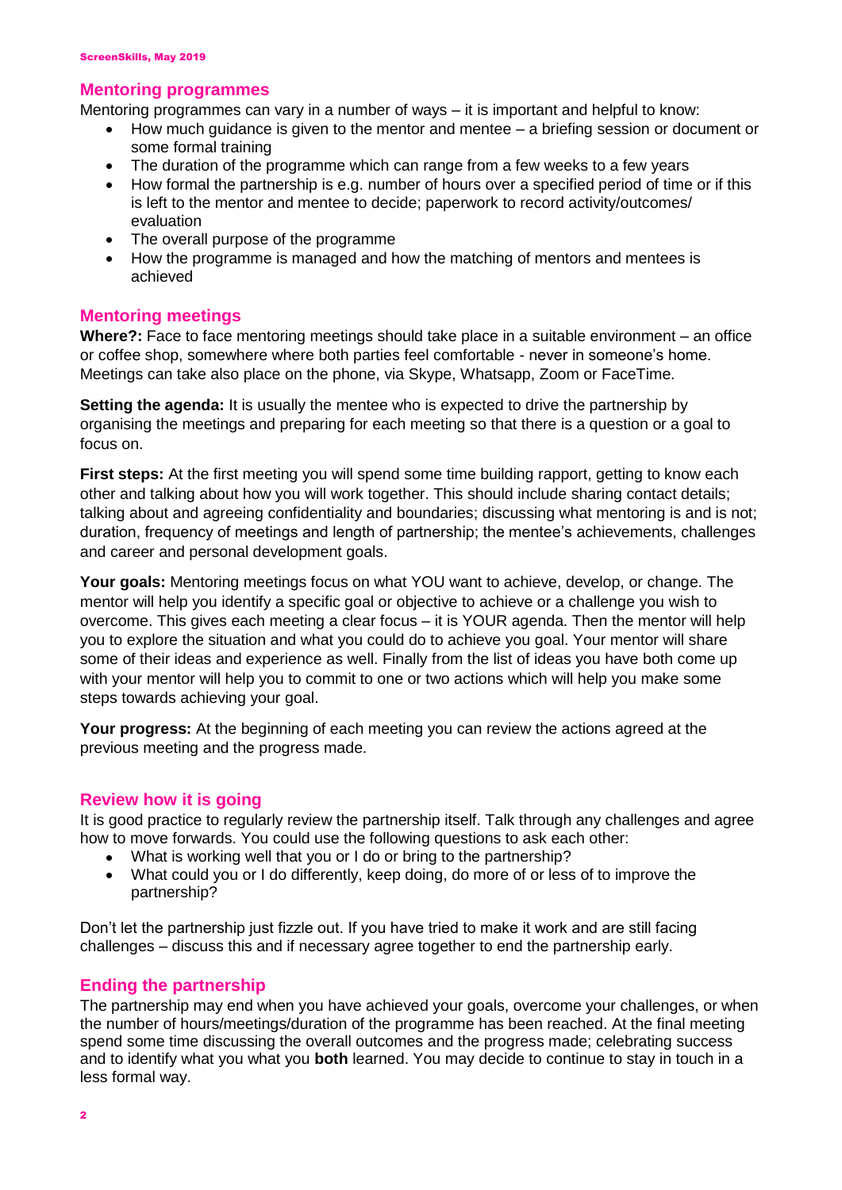## Mentoring programmes

Mentoring programmes can vary in a number of ways – it is important and helpful to know:

- How much guidance is given to the mentor and mentee – a briefing session or document or some formal training
- The duration of the programme which can range from a few weeks to a few years
- How formal the partnership is e.g. number of hours over a specified period of time or if this is left to the mentor and mentee to decide; paperwork to record activity/outcomes/ evaluation
- The overall purpose of the programme
- How the programme is managed and how the matching of mentors and mentees is achieved

## Mentoring meetings

**Where?:** Face to face mentoring meetings should take place in a suitable environment – an office or coffee shop, somewhere where both parties feel comfortable - never in someone's home. Meetings can take also place on the phone, via Skype, Whatsapp, Zoom or FaceTime.

**Setting the agenda:** It is usually the mentee who is expected to drive the partnership by organising the meetings and preparing for each meeting so that there is a question or a goal to focus on.

**First steps:** At the first meeting you will spend some time building rapport, getting to know each other and talking about how you will work together. This should include sharing contact details; talking about and agreeing confidentiality and boundaries; discussing what mentoring is and is not; duration, frequency of meetings and length of partnership; the mentee's achievements, challenges and career and personal development goals.

**Your goals:** Mentoring meetings focus on what YOU want to achieve, develop, or change. The mentor will help you identify a specific goal or objective to achieve or a challenge you wish to overcome. This gives each meeting a clear focus – it is YOUR agenda. Then the mentor will help you to explore the situation and what you could do to achieve you goal. Your mentor will share some of their ideas and experience as well. Finally from the list of ideas you have both come up with your mentor will help you to commit to one or two actions which will help you make some steps towards achieving your goal.

**Your progress:** At the beginning of each meeting you can review the actions agreed at the previous meeting and the progress made.

## Review how it is going

It is good practice to regularly review the partnership itself. Talk through any challenges and agree how to move forwards. You could use the following questions to ask each other:

- What is working well that you or I do or bring to the partnership?
- What could you or I do differently, keep doing, do more of or less of to improve the partnership?

Don't let the partnership just fizzle out. If you have tried to make it work and are still facing challenges – discuss this and if necessary agree together to end the partnership early.

## Ending the partnership

The partnership may end when you have achieved your goals, overcome your challenges, or when the number of hours/meetings/duration of the programme has been reached. At the final meeting spend some time discussing the overall outcomes and the progress made; celebrating success and to identify what you what you **both** learned. You may decide to continue to stay in touch in a less formal way.